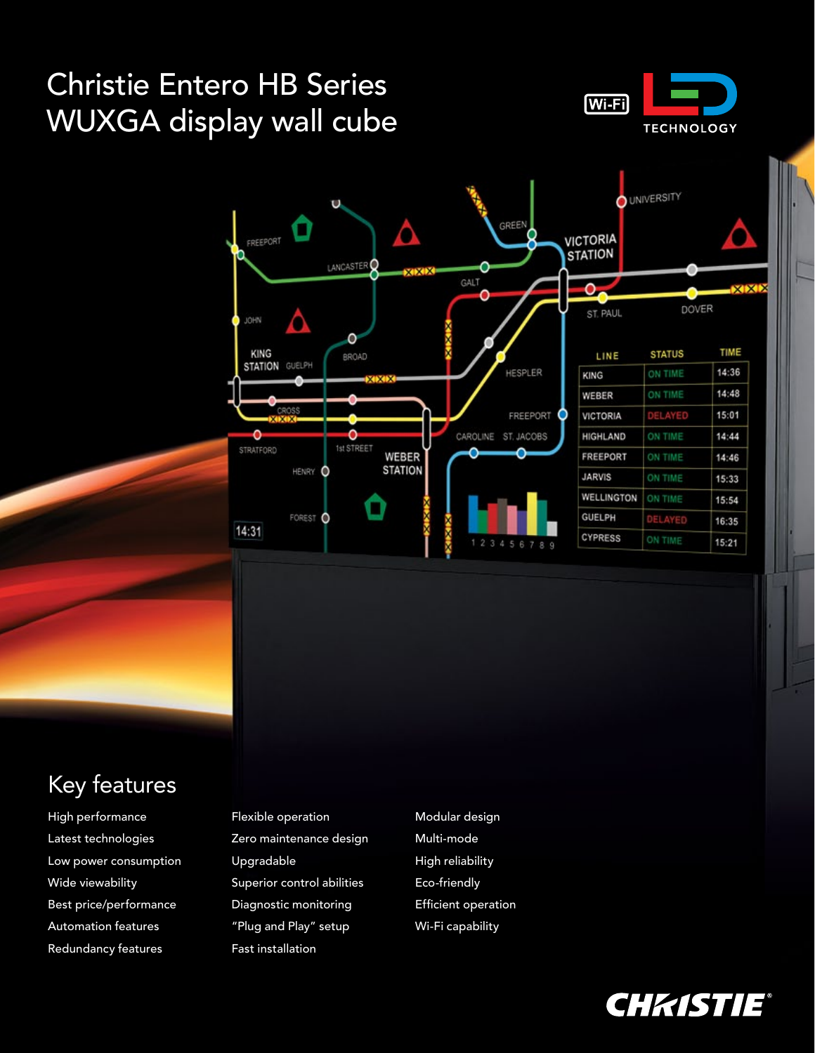# Christie Entero HB Series WUXGA display wall cube

Wi-Fi

LED TECHNOLOGY

## Key features

- High performance
- Latest technologies
- Low power consumption
- Wide viewability
- Best price/performance
- Automation features
- Redundancy features
- Flexible operation
- Zero maintenance design
- Upgradable
- Superior control abilities
- Diagnostic monitoring
- "Plug and Play" setup
- Fast installation
- Modular design
- Multi-mode
- High reliability
- Eco-friendly
- Efficient operation
- Wi-Fi capability

CHRISTIE®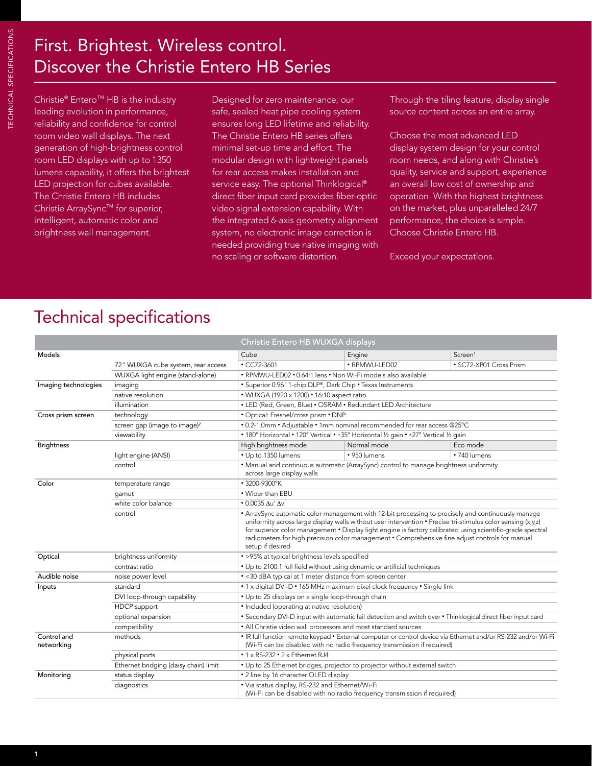# First. Brightest. Wireless control. Discover the Christie Entero HB Series

Christie® Entero™ HB is the industry leading evolution in performance, reliability and confidence for control room video wall displays. The next generation of high-brightness control room LED displays with up to 1350 lumens capability, it offers the brightest LED projection for cubes available. The Christie Entero HB includes Christie ArraySync™ for superior, intelligent, automatic color and brightness wall management.

Designed for zero maintenance, our safe, sealed heat pipe cooling system ensures long LED lifetime and reliability. The Christie Entero HB series offers minimal set-up time and effort. The modular design with lightweight panels for rear access makes installation and service easy. The optional Thinklogical® direct fiber input card provides fiber-optic video signal extension capability. With the integrated 6-axis geometry alignment system, no electronic image correction is needed providing true native imaging with no scaling or software distortion.

Through the tiling feature, display single source content across an entire array.

Choose the most advanced LED display system design for your control room needs, and along with Christie's quality, service and support, experience an overall low cost of ownership and operation. With the highest brightness on the market, plus unparalleled 24/7 performance, the choice is simple. Choose Christie Entero HB.

Exceed your expectations.

## Technical specifications

| | | Christie Entero HB WUXGA displays | | |
|---|---|---|---|---|
| Models | | Cube | Engine | Screen[1] |
| | 72" WUXGA cube system, rear access | • CC72-3601 | • RPMWU-LED02 | • SC72-XP01 Cross Prism |
| | WUXGA light engine (stand-alone) | • RPMWU-LED02 • 0.64:1 lens • Non Wi-Fi models also available | | |
| Imaging technologies | imaging | • Superior 0.96" 1-chip DLP®, Dark Chip • Texas Instruments | | |
| | native resolution | • WUXGA (1920 x 1200) • 16:10 aspect ratio | | |
| | illumination | • LED (Red, Green, Blue) • OSRAM • Redundant LED Architecture | | |
| Cross prism screen | technology | • Optical: Fresnel/cross prism • DNP | | |
| | screen gap (image to image)[2] | • 0.2-1.0mm • Adjustable • 1mm nominal recommended for rear access @25°C | | |
| | viewability | • 180° Horizontal • 120° Vertical • ±35° Horizontal ½ gain • ±27° Vertical ½ gain | | |
| Brightness | | High brightness mode | Normal mode | Eco mode |
| | light engine (ANSI) | • Up to 1350 lumens | • 950 lumens | • 740 lumens |
| | control | • Manual and continuous automatic (ArraySync) control to manage brightness uniformity across large display walls | | |
| Color | temperature range | • 3200-9300°K | | |
| | gamut | • Wider than EBU | | |
| | white color balance | • 0.0035 Δu' Δv' | | |
| | control | • ArraySync automatic color management with 12-bit processing to precisely and continuously manage uniformity across large display walls without user intervention • Precise tri-stimulus color sensing (x,y,z) for superior color management • Display light engine is factory calibrated using scientific-grade spectral radiometers for high precision color management • Comprehensive fine adjust controls for manual setup if desired | | |
| Optical | brightness uniformity | • >95% at typical brightness levels specified | | |
| | contrast ratio | • Up to 2100:1 full field without using dynamic or artificial techniques | | |
| Audible noise | noise power level | • <30 dBA typical at 1 meter distance from screen center | | |
| Inputs | standard | • 1 x digital DVI-D • 165 MHz maximum pixel clock frequency • Single link | | |
| | DVI loop-through capability | • Up to 25 displays on a single loop-through chain | | |
| | HDCP support | • Included (operating at native resolution) | | |
| | optional expansion | • Secondary DVI-D input with automatic fail detection and switch over • Thinklogical direct fiber input card | | |
| | compatibility | • All Christie video wall processors and most standard sources | | |
| Control and networking | methods | • IR full function remote keypad • External computer or control device via Ethernet and/or RS-232 and/or Wi-Fi (Wi-Fi can be disabled with no radio frequency transmission if required) | | |
| | physical ports | • 1 x RS-232 • 2 x Ethernet RJ4 | | |
| | Ethernet bridging (daisy chain) limit | • Up to 25 Ethernet bridges, projector to projector without external switch | | |
| Monitoring | status display | • 2 line by 16 character OLED display | | |
| | diagnostics | • Via status display, RS-232 and Ethernet/Wi-Fi (Wi-Fi can be disabled with no radio frequency transmission if required) | | |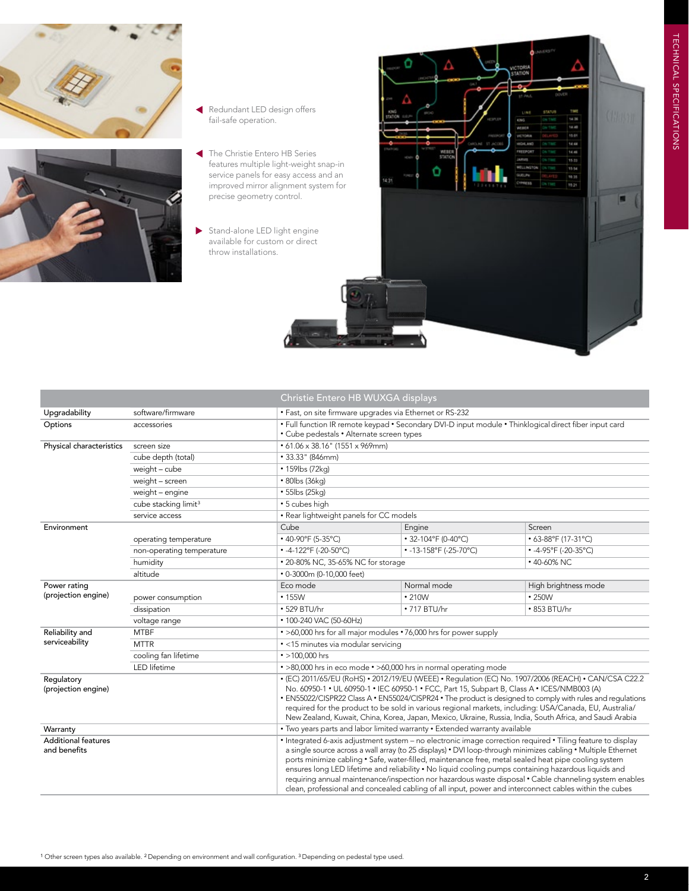Redundant LED design offers fail-safe operation.

The Christie Entero HB Series features multiple light-weight snap-in service panels for easy access and an improved mirror alignment system for precise geometry control.

Stand-alone LED light engine available for custom or direct throw installations.

| Christie Entero HB WUXGA displays | | | | |
|---|---|---|---|---|
| Upgradability | software/firmware | • Fast, on site firmware upgrades via Ethernet or RS-232 | | |
| Options | accessories | • Full function IR remote keypad • Secondary DVI-D input module • Thinklogical direct fiber input card • Cube pedestals • Alternate screen types | | |
| Physical characteristics | screen size | • 61.06 x 38.16" (1551 x 969mm) | | |
| | cube depth (total) | • 33.33" (846mm) | | |
| | weight – cube | • 159lbs (72kg) | | |
| | weight – screen | • 80lbs (36kg) | | |
| | weight – engine | • 55lbs (25kg) | | |
| | cube stacking limit[3] | • 5 cubes high | | |
| | service access | • Rear lightweight panels for CC models | | |
| Environment | | Cube | Engine | Screen |
| | operating temperature | • 40-90°F (5-35°C) | • 32-104°F (0-40°C) | • 63-88°F (17-31°C) |
| | non-operating temperature | • -4-122°F (-20-50°C) | • -13-158°F (-25-70°C) | • -4-95°F (-20-35°C) |
| | humidity | • 20-80% NC, 35-65% NC for storage | | • 40-60% NC |
| | altitude | • 0-3000m (0-10,000 feet) | | |
| Power rating (projection engine) | | Eco mode | Normal mode | High brightness mode |
| | power consumption | • 155W | • 210W | • 250W |
| | dissipation | • 529 BTU/hr | • 717 BTU/hr | • 853 BTU/hr |
| | voltage range | • 100-240 VAC (50-60Hz) | | |
| Reliability and serviceability | MTBF | • >60,000 hrs for all major modules • 76,000 hrs for power supply | | |
| | MTTR | • <15 minutes via modular servicing | | |
| | cooling fan lifetime | • >100,000 hrs | | |
| | LED lifetime | • >80,000 hrs in eco mode • >60,000 hrs in normal operating mode | | |
| Regulatory (projection engine) | | • (EC) 2011/65/EU (RoHS) • 2012/19/EU (WEEE) • Regulation (EC) No. 1907/2006 (REACH) • CAN/CSA C22.2 No. 60950-1 • UL 60950-1 • IEC 60950-1 • FCC, Part 15, Subpart B, Class A • ICES/NMB003 (A) • EN55022/CISPR22 Class A • EN55024/CISPR24 • The product is designed to comply with rules and regulations required for the product to be sold in various regional markets, including: USA/Canada, EU, Australia/New Zealand, Kuwait, China, Korea, Japan, Mexico, Ukraine, Russia, India, South Africa, and Saudi Arabia | | |
| Warranty | | • Two years parts and labor limited warranty • Extended warranty available | | |
| Additional features and benefits | | • Integrated 6-axis adjustment system – no electronic image correction required • Tiling feature to display a single source across a wall array (to 25 displays) • DVI loop-through minimizes cabling • Multiple Ethernet ports minimize cabling • Safe, water-filled, maintenance free, metal sealed heat pipe cooling system ensures long LED lifetime and reliability • No liquid cooling pumps containing hazardous liquids and requiring annual maintenance/inspection nor hazardous waste disposal • Cable channeling system enables clean, professional and concealed cabling of all input, power and interconnect cables within the cubes | | |

[1] Other screen types also available. [2] Depending on environment and wall configuration. [3] Depending on pedestal type used.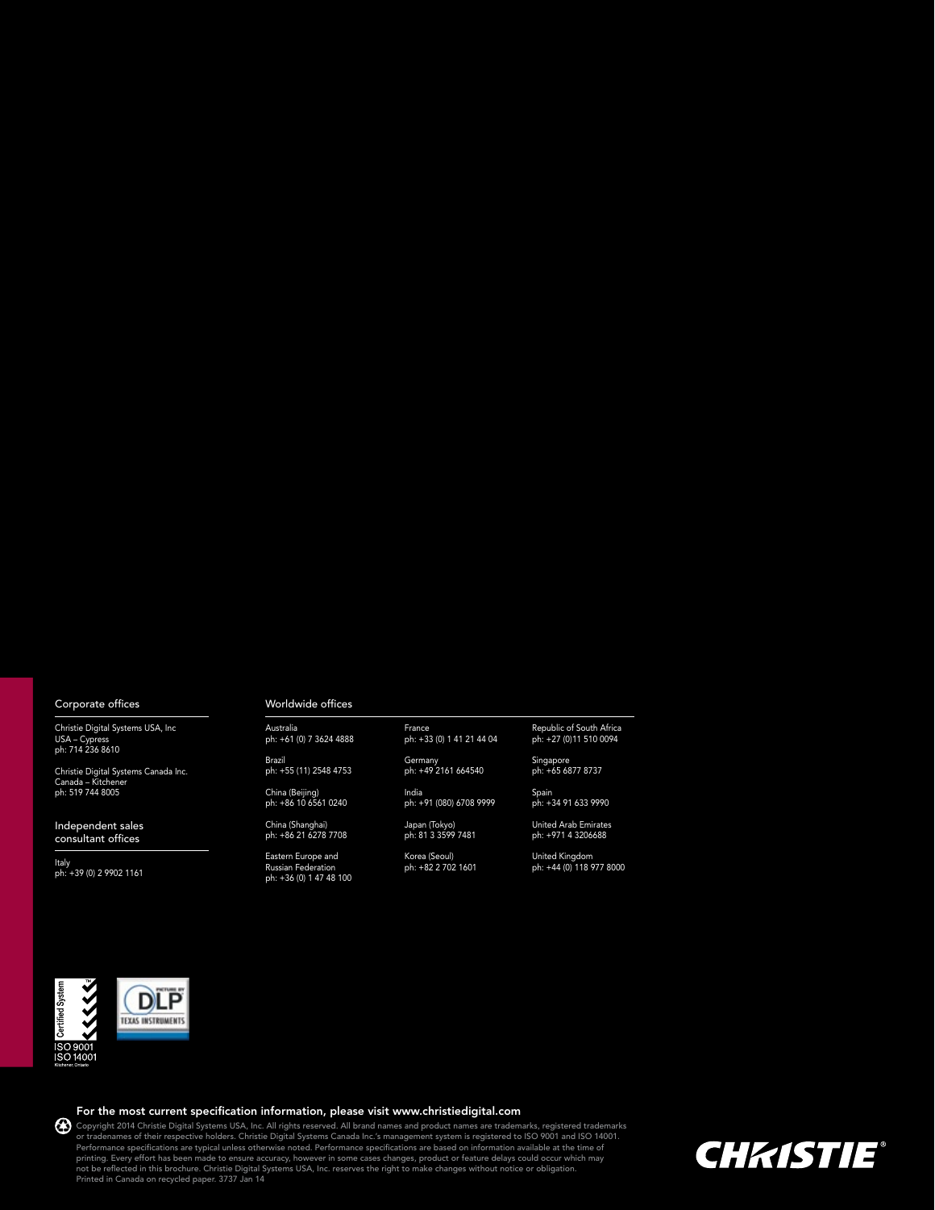## Corporate offices

Christie Digital Systems USA, Inc
USA – Cypress
ph: 714 236 8610

Christie Digital Systems Canada Inc.
Canada – Kitchener
ph: 519 744 8005

## Independent sales consultant offices

Italy
ph: +39 (0) 2 9902 1161

## Worldwide offices

Australia
ph: +61 (0) 7 3624 4888

Brazil
ph: +55 (11) 2548 4753

China (Beijing)
ph: +86 10 6561 0240

China (Shanghai)
ph: +86 21 6278 7708

Eastern Europe and Russian Federation
ph: +36 (0) 1 47 48 100

France
ph: +33 (0) 1 41 21 44 04

Germany
ph: +49 2161 664540

India
ph: +91 (080) 6708 9999

Japan (Tokyo)
ph: 81 3 3599 7481

Korea (Seoul)
ph: +82 2 702 1601

Republic of South Africa
ph: +27 (0)11 510 0094

Singapore
ph: +65 6877 8737

Spain
ph: +34 91 633 9990

United Arab Emirates
ph: +971 4 3206688

United Kingdom
ph: +44 (0) 118 977 8000

Certified System
ISO 9001
ISO 14001
Kitchener, Ontario

**For the most current specification information, please visit www.christiedigital.com**

Copyright 2014 Christie Digital Systems USA, Inc. All rights reserved. All brand names and product names are trademarks, registered trademarks or tradenames of their respective holders. Christie Digital Systems Canada Inc.'s management system is registered to ISO 9001 and ISO 14001. Performance specifications are typical unless otherwise noted. Performance specifications are based on information available at the time of printing. Every effort has been made to ensure accuracy, however in some cases changes, product or feature delays could occur which may not be reflected in this brochure. Christie Digital Systems USA, Inc. reserves the right to make changes without notice or obligation. Printed in Canada on recycled paper. 3737 Jan 14